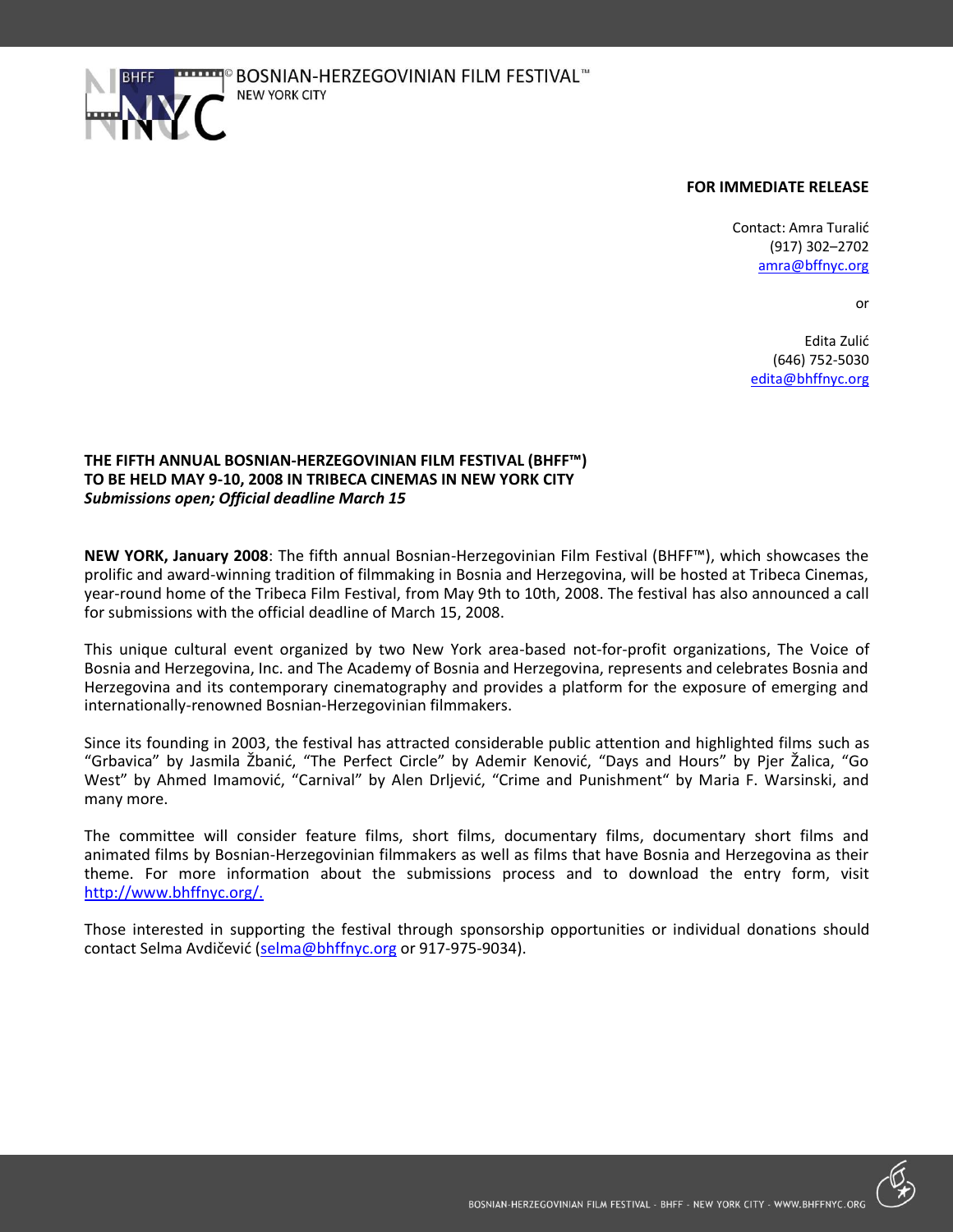BOSNIAN-HERZEGOVINIAN FILM FESTIVAL™
NEW YORK CITY

**FOR IMMEDIATE RELEASE**

Contact: Amra Turalić
(917) 302–2702
amra@bffnyc.org

or

Edita Zulić
(646) 752-5030
edita@bhffnyc.org

**THE FIFTH ANNUAL BOSNIAN-HERZEGOVINIAN FILM FESTIVAL (BHFF™)
TO BE HELD MAY 9-10, 2008 IN TRIBECA CINEMAS IN NEW YORK CITY**
***Submissions open; Official deadline March 15***

**NEW YORK, January 2008**: The fifth annual Bosnian-Herzegovinian Film Festival (BHFF™), which showcases the prolific and award-winning tradition of filmmaking in Bosnia and Herzegovina, will be hosted at Tribeca Cinemas, year-round home of the Tribeca Film Festival, from May 9th to 10th, 2008. The festival has also announced a call for submissions with the official deadline of March 15, 2008.

This unique cultural event organized by two New York area-based not-for-profit organizations, The Voice of Bosnia and Herzegovina, Inc. and The Academy of Bosnia and Herzegovina, represents and celebrates Bosnia and Herzegovina and its contemporary cinematography and provides a platform for the exposure of emerging and internationally-renowned Bosnian-Herzegovinian filmmakers.

Since its founding in 2003, the festival has attracted considerable public attention and highlighted films such as "Grbavica" by Jasmila Žbanić, "The Perfect Circle" by Ademir Kenović, "Days and Hours" by Pjer Žalica, "Go West" by Ahmed Imamović, "Carnival" by Alen Drljević, "Crime and Punishment" by Maria F. Warsinski, and many more.

The committee will consider feature films, short films, documentary films, documentary short films and animated films by Bosnian-Herzegovinian filmmakers as well as films that have Bosnia and Herzegovina as their theme. For more information about the submissions process and to download the entry form, visit http://www.bhffnyc.org/.

Those interested in supporting the festival through sponsorship opportunities or individual donations should contact Selma Avdičević (selma@bhffnyc.org or 917-975-9034).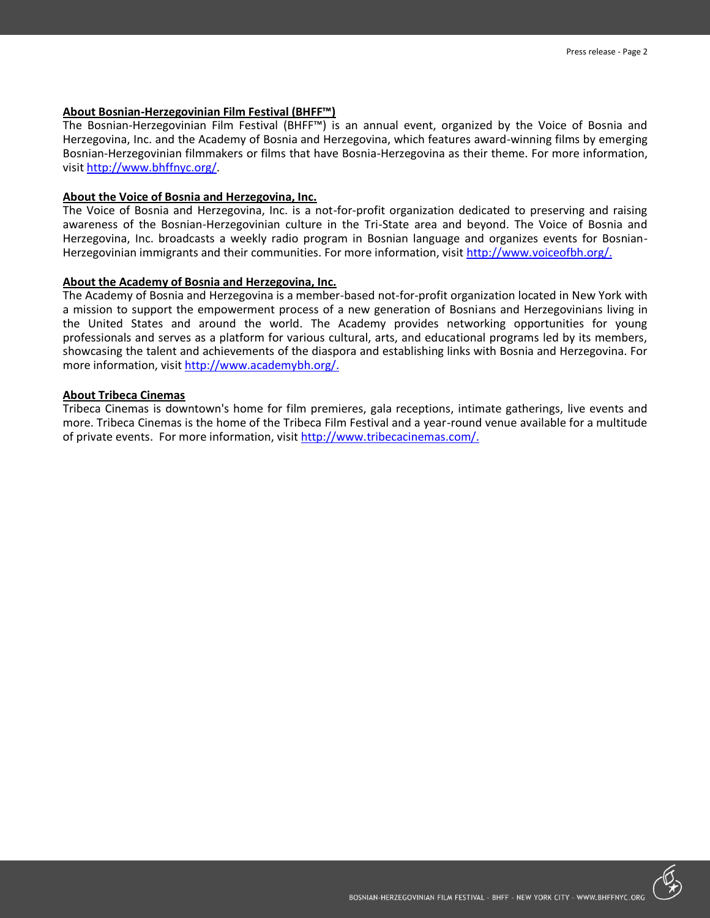**About Bosnian-Herzegovinian Film Festival (BHFF™)**

The Bosnian-Herzegovinian Film Festival (BHFF™) is an annual event, organized by the Voice of Bosnia and Herzegovina, Inc. and the Academy of Bosnia and Herzegovina, which features award-winning films by emerging Bosnian-Herzegovinian filmmakers or films that have Bosnia-Herzegovina as their theme. For more information, visit http://www.bhffnyc.org/.

**About the Voice of Bosnia and Herzegovina, Inc.**

The Voice of Bosnia and Herzegovina, Inc. is a not-for-profit organization dedicated to preserving and raising awareness of the Bosnian-Herzegovinian culture in the Tri-State area and beyond. The Voice of Bosnia and Herzegovina, Inc. broadcasts a weekly radio program in Bosnian language and organizes events for Bosnian-Herzegovinian immigrants and their communities. For more information, visit http://www.voiceofbh.org/.

**About the Academy of Bosnia and Herzegovina, Inc.**

The Academy of Bosnia and Herzegovina is a member-based not-for-profit organization located in New York with a mission to support the empowerment process of a new generation of Bosnians and Herzegovinians living in the United States and around the world. The Academy provides networking opportunities for young professionals and serves as a platform for various cultural, arts, and educational programs led by its members, showcasing the talent and achievements of the diaspora and establishing links with Bosnia and Herzegovina. For more information, visit http://www.academybh.org/.

**About Tribeca Cinemas**

Tribeca Cinemas is downtown's home for film premieres, gala receptions, intimate gatherings, live events and more. Tribeca Cinemas is the home of the Tribeca Film Festival and a year-round venue available for a multitude of private events. For more information, visit http://www.tribecacinemas.com/.